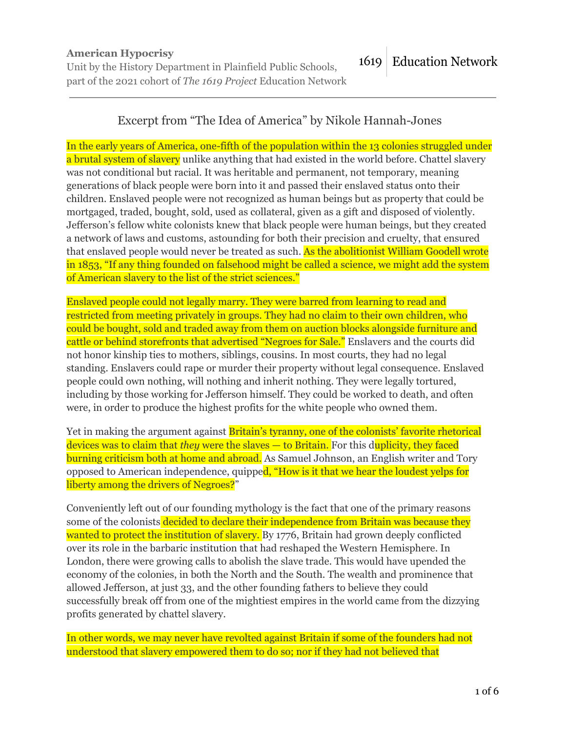**American Hypocrisy**
Unit by the History Department in Plainfield Public Schools, part of the 2021 cohort of *The 1619 Project* Education Network

1619 | Education Network

---

## Excerpt from "The Idea of America" by Nikole Hannah-Jones

In the early years of America, one-fifth of the population within the 13 colonies struggled under a brutal system of slavery unlike anything that had existed in the world before. Chattel slavery was not conditional but racial. It was heritable and permanent, not temporary, meaning generations of black people were born into it and passed their enslaved status onto their children. Enslaved people were not recognized as human beings but as property that could be mortgaged, traded, bought, sold, used as collateral, given as a gift and disposed of violently. Jefferson's fellow white colonists knew that black people were human beings, but they created a network of laws and customs, astounding for both their precision and cruelty, that ensured that enslaved people would never be treated as such. As the abolitionist William Goodell wrote in 1853, "If any thing founded on falsehood might be called a science, we might add the system of American slavery to the list of the strict sciences."

Enslaved people could not legally marry. They were barred from learning to read and restricted from meeting privately in groups. They had no claim to their own children, who could be bought, sold and traded away from them on auction blocks alongside furniture and cattle or behind storefronts that advertised "Negroes for Sale." Enslavers and the courts did not honor kinship ties to mothers, siblings, cousins. In most courts, they had no legal standing. Enslavers could rape or murder their property without legal consequence. Enslaved people could own nothing, will nothing and inherit nothing. They were legally tortured, including by those working for Jefferson himself. They could be worked to death, and often were, in order to produce the highest profits for the white people who owned them.

Yet in making the argument against Britain's tyranny, one of the colonists' favorite rhetorical devices was to claim that *they* were the slaves — to Britain. For this duplicity, they faced burning criticism both at home and abroad. As Samuel Johnson, an English writer and Tory opposed to American independence, quipped, "How is it that we hear the loudest yelps for liberty among the drivers of Negroes?"

Conveniently left out of our founding mythology is the fact that one of the primary reasons some of the colonists decided to declare their independence from Britain was because they wanted to protect the institution of slavery. By 1776, Britain had grown deeply conflicted over its role in the barbaric institution that had reshaped the Western Hemisphere. In London, there were growing calls to abolish the slave trade. This would have upended the economy of the colonies, in both the North and the South. The wealth and prominence that allowed Jefferson, at just 33, and the other founding fathers to believe they could successfully break off from one of the mightiest empires in the world came from the dizzying profits generated by chattel slavery.

In other words, we may never have revolted against Britain if some of the founders had not understood that slavery empowered them to do so; nor if they had not believed that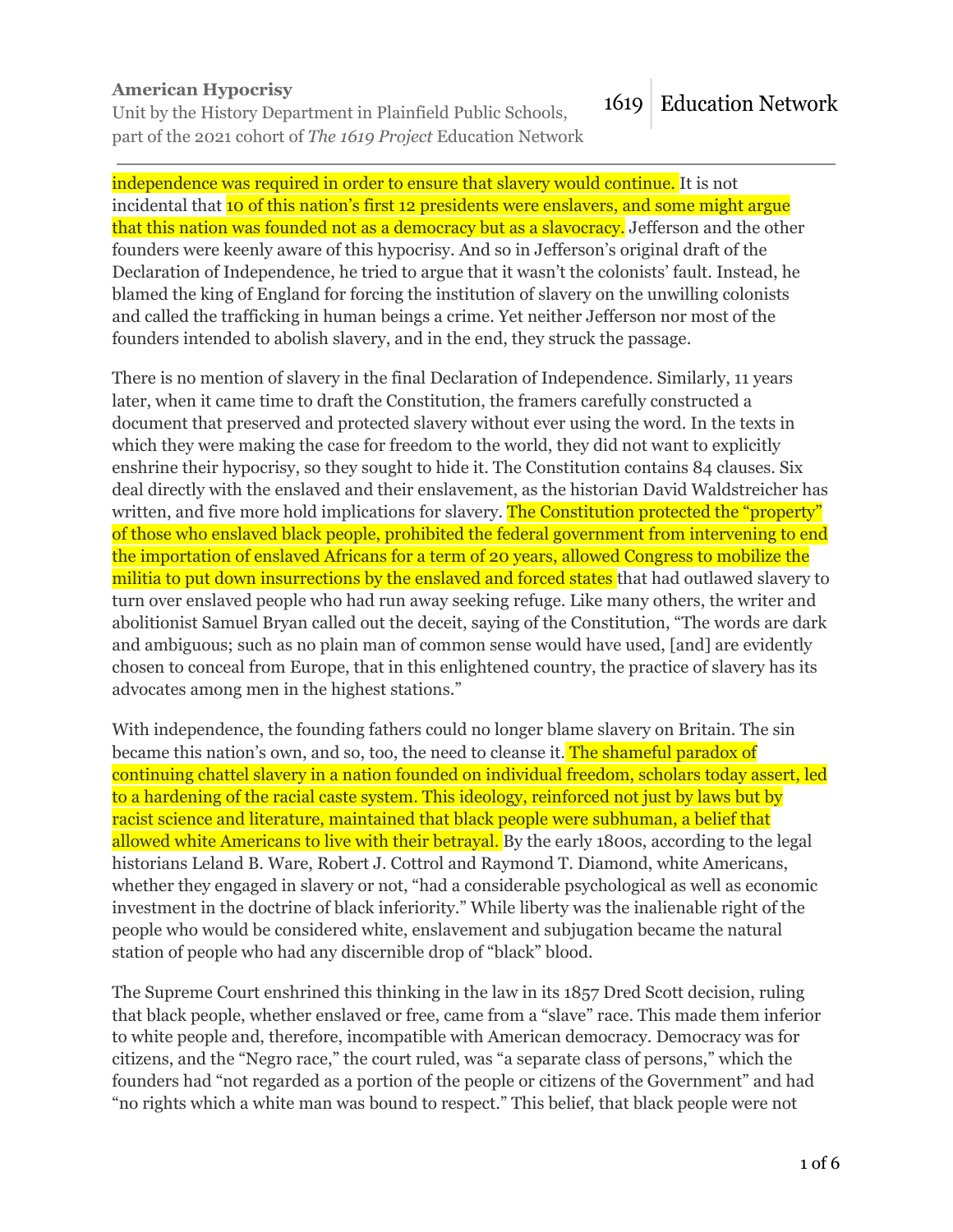independence was required in order to ensure that slavery would continue. It is not incidental that 10 of this nation's first 12 presidents were enslavers, and some might argue that this nation was founded not as a democracy but as a slavocracy. Jefferson and the other founders were keenly aware of this hypocrisy. And so in Jefferson's original draft of the Declaration of Independence, he tried to argue that it wasn't the colonists' fault. Instead, he blamed the king of England for forcing the institution of slavery on the unwilling colonists and called the trafficking in human beings a crime. Yet neither Jefferson nor most of the founders intended to abolish slavery, and in the end, they struck the passage.

There is no mention of slavery in the final Declaration of Independence. Similarly, 11 years later, when it came time to draft the Constitution, the framers carefully constructed a document that preserved and protected slavery without ever using the word. In the texts in which they were making the case for freedom to the world, they did not want to explicitly enshrine their hypocrisy, so they sought to hide it. The Constitution contains 84 clauses. Six deal directly with the enslaved and their enslavement, as the historian David Waldstreicher has written, and five more hold implications for slavery. The Constitution protected the "property" of those who enslaved black people, prohibited the federal government from intervening to end the importation of enslaved Africans for a term of 20 years, allowed Congress to mobilize the militia to put down insurrections by the enslaved and forced states that had outlawed slavery to turn over enslaved people who had run away seeking refuge. Like many others, the writer and abolitionist Samuel Bryan called out the deceit, saying of the Constitution, "The words are dark and ambiguous; such as no plain man of common sense would have used, [and] are evidently chosen to conceal from Europe, that in this enlightened country, the practice of slavery has its advocates among men in the highest stations."

With independence, the founding fathers could no longer blame slavery on Britain. The sin became this nation's own, and so, too, the need to cleanse it. The shameful paradox of continuing chattel slavery in a nation founded on individual freedom, scholars today assert, led to a hardening of the racial caste system. This ideology, reinforced not just by laws but by racist science and literature, maintained that black people were subhuman, a belief that allowed white Americans to live with their betrayal. By the early 1800s, according to the legal historians Leland B. Ware, Robert J. Cottrol and Raymond T. Diamond, white Americans, whether they engaged in slavery or not, "had a considerable psychological as well as economic investment in the doctrine of black inferiority." While liberty was the inalienable right of the people who would be considered white, enslavement and subjugation became the natural station of people who had any discernible drop of "black" blood.

The Supreme Court enshrined this thinking in the law in its 1857 Dred Scott decision, ruling that black people, whether enslaved or free, came from a "slave" race. This made them inferior to white people and, therefore, incompatible with American democracy. Democracy was for citizens, and the "Negro race," the court ruled, was "a separate class of persons," which the founders had "not regarded as a portion of the people or citizens of the Government" and had "no rights which a white man was bound to respect." This belief, that black people were not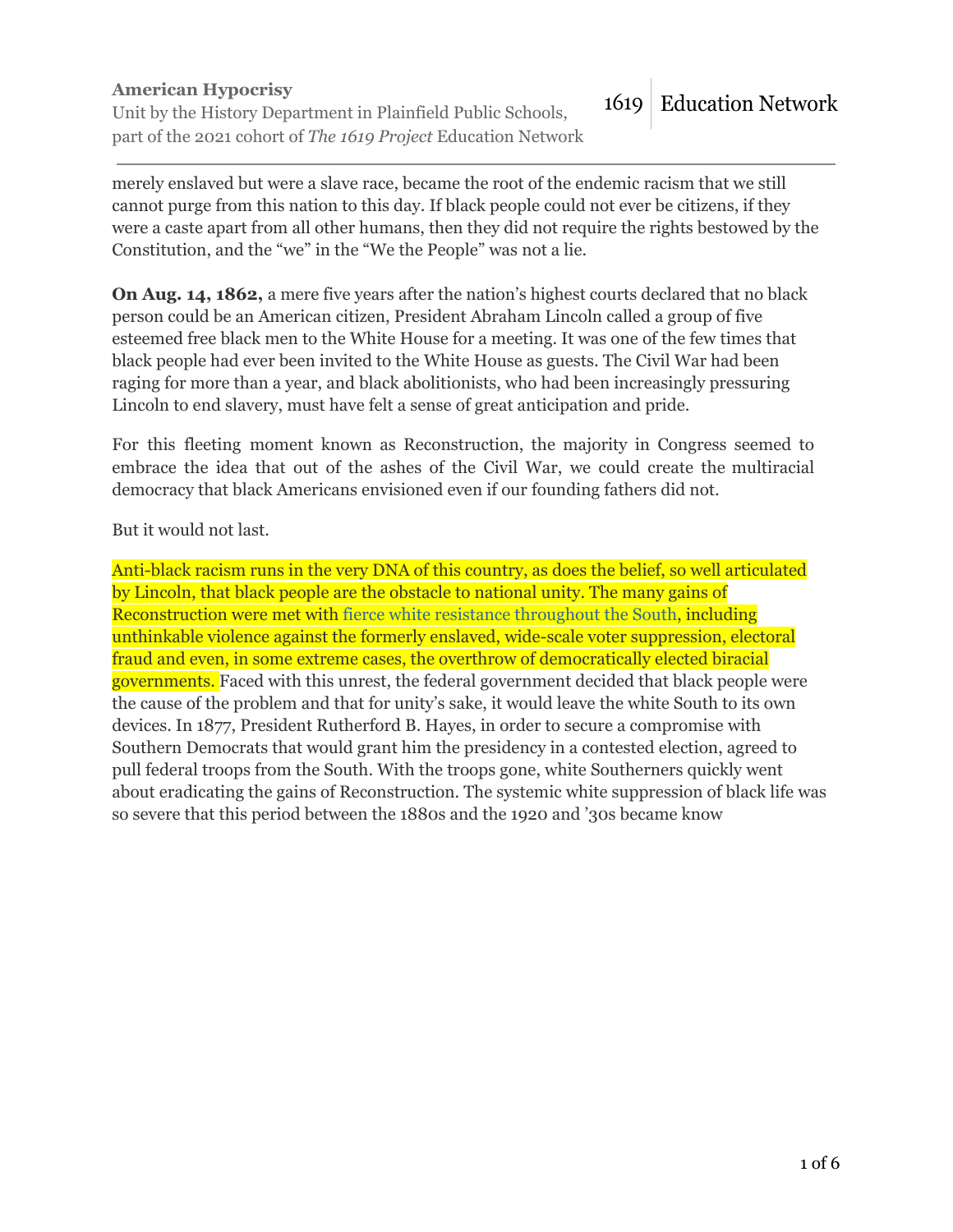merely enslaved but were a slave race, became the root of the endemic racism that we still cannot purge from this nation to this day. If black people could not ever be citizens, if they were a caste apart from all other humans, then they did not require the rights bestowed by the Constitution, and the "we" in the "We the People" was not a lie.

**On Aug. 14, 1862,** a mere five years after the nation's highest courts declared that no black person could be an American citizen, President Abraham Lincoln called a group of five esteemed free black men to the White House for a meeting. It was one of the few times that black people had ever been invited to the White House as guests. The Civil War had been raging for more than a year, and black abolitionists, who had been increasingly pressuring Lincoln to end slavery, must have felt a sense of great anticipation and pride.

For this fleeting moment known as Reconstruction, the majority in Congress seemed to embrace the idea that out of the ashes of the Civil War, we could create the multiracial democracy that black Americans envisioned even if our founding fathers did not.

But it would not last.

Anti-black racism runs in the very DNA of this country, as does the belief, so well articulated by Lincoln, that black people are the obstacle to national unity. The many gains of Reconstruction were met with fierce white resistance throughout the South, including unthinkable violence against the formerly enslaved, wide-scale voter suppression, electoral fraud and even, in some extreme cases, the overthrow of democratically elected biracial governments. Faced with this unrest, the federal government decided that black people were the cause of the problem and that for unity's sake, it would leave the white South to its own devices. In 1877, President Rutherford B. Hayes, in order to secure a compromise with Southern Democrats that would grant him the presidency in a contested election, agreed to pull federal troops from the South. With the troops gone, white Southerners quickly went about eradicating the gains of Reconstruction. The systemic white suppression of black life was so severe that this period between the 1880s and the 1920 and '30s became know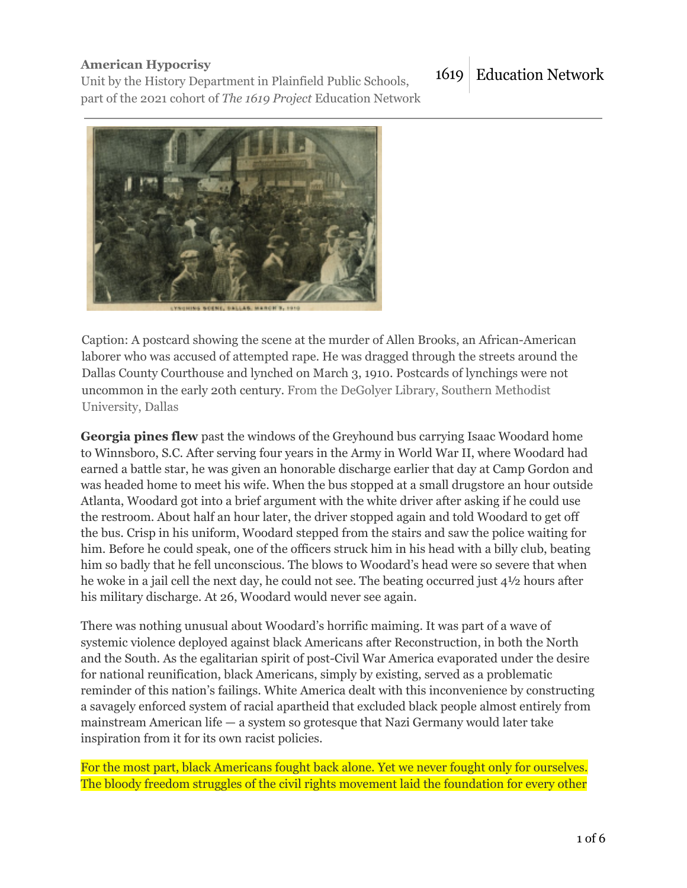**American Hypocrisy**
Unit by the History Department in Plainfield Public Schools, part of the 2021 cohort of *The 1619 Project* Education Network

1619 Education Network

Caption: A postcard showing the scene at the murder of Allen Brooks, an African-American laborer who was accused of attempted rape. He was dragged through the streets around the Dallas County Courthouse and lynched on March 3, 1910. Postcards of lynchings were not uncommon in the early 20th century. From the DeGolyer Library, Southern Methodist University, Dallas

**Georgia pines flew** past the windows of the Greyhound bus carrying Isaac Woodard home to Winnsboro, S.C. After serving four years in the Army in World War II, where Woodard had earned a battle star, he was given an honorable discharge earlier that day at Camp Gordon and was headed home to meet his wife. When the bus stopped at a small drugstore an hour outside Atlanta, Woodard got into a brief argument with the white driver after asking if he could use the restroom. About half an hour later, the driver stopped again and told Woodard to get off the bus. Crisp in his uniform, Woodard stepped from the stairs and saw the police waiting for him. Before he could speak, one of the officers struck him in his head with a billy club, beating him so badly that he fell unconscious. The blows to Woodard's head were so severe that when he woke in a jail cell the next day, he could not see. The beating occurred just 4½ hours after his military discharge. At 26, Woodard would never see again.

There was nothing unusual about Woodard's horrific maiming. It was part of a wave of systemic violence deployed against black Americans after Reconstruction, in both the North and the South. As the egalitarian spirit of post-Civil War America evaporated under the desire for national reunification, black Americans, simply by existing, served as a problematic reminder of this nation's failings. White America dealt with this inconvenience by constructing a savagely enforced system of racial apartheid that excluded black people almost entirely from mainstream American life — a system so grotesque that Nazi Germany would later take inspiration from it for its own racist policies.

For the most part, black Americans fought back alone. Yet we never fought only for ourselves. The bloody freedom struggles of the civil rights movement laid the foundation for every other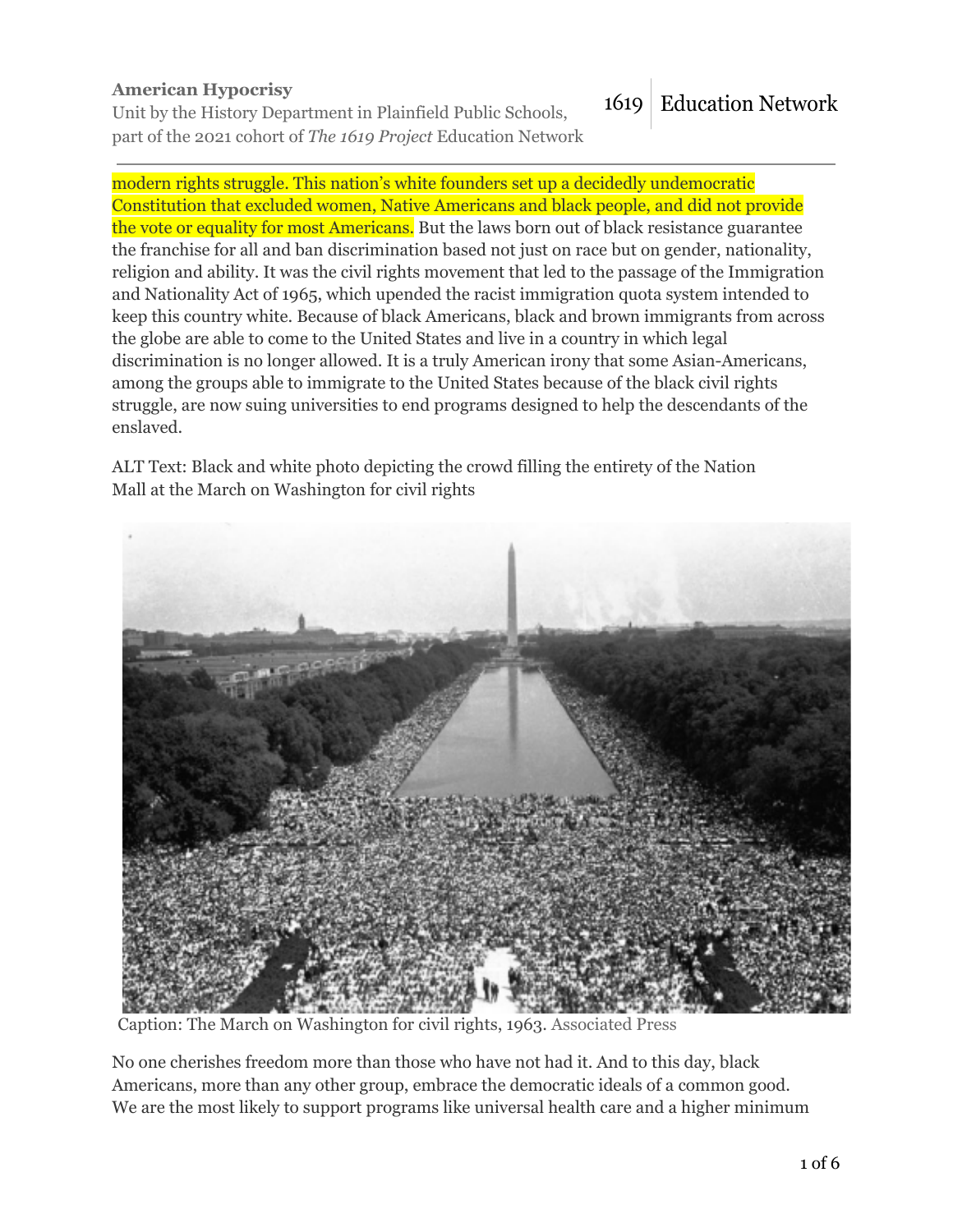modern rights struggle. This nation's white founders set up a decidedly undemocratic Constitution that excluded women, Native Americans and black people, and did not provide the vote or equality for most Americans. But the laws born out of black resistance guarantee the franchise for all and ban discrimination based not just on race but on gender, nationality, religion and ability. It was the civil rights movement that led to the passage of the Immigration and Nationality Act of 1965, which upended the racist immigration quota system intended to keep this country white. Because of black Americans, black and brown immigrants from across the globe are able to come to the United States and live in a country in which legal discrimination is no longer allowed. It is a truly American irony that some Asian-Americans, among the groups able to immigrate to the United States because of the black civil rights struggle, are now suing universities to end programs designed to help the descendants of the enslaved.

ALT Text: Black and white photo depicting the crowd filling the entirety of the Nation Mall at the March on Washington for civil rights

Caption: The March on Washington for civil rights, 1963. Associated Press

No one cherishes freedom more than those who have not had it. And to this day, black Americans, more than any other group, embrace the democratic ideals of a common good. We are the most likely to support programs like universal health care and a higher minimum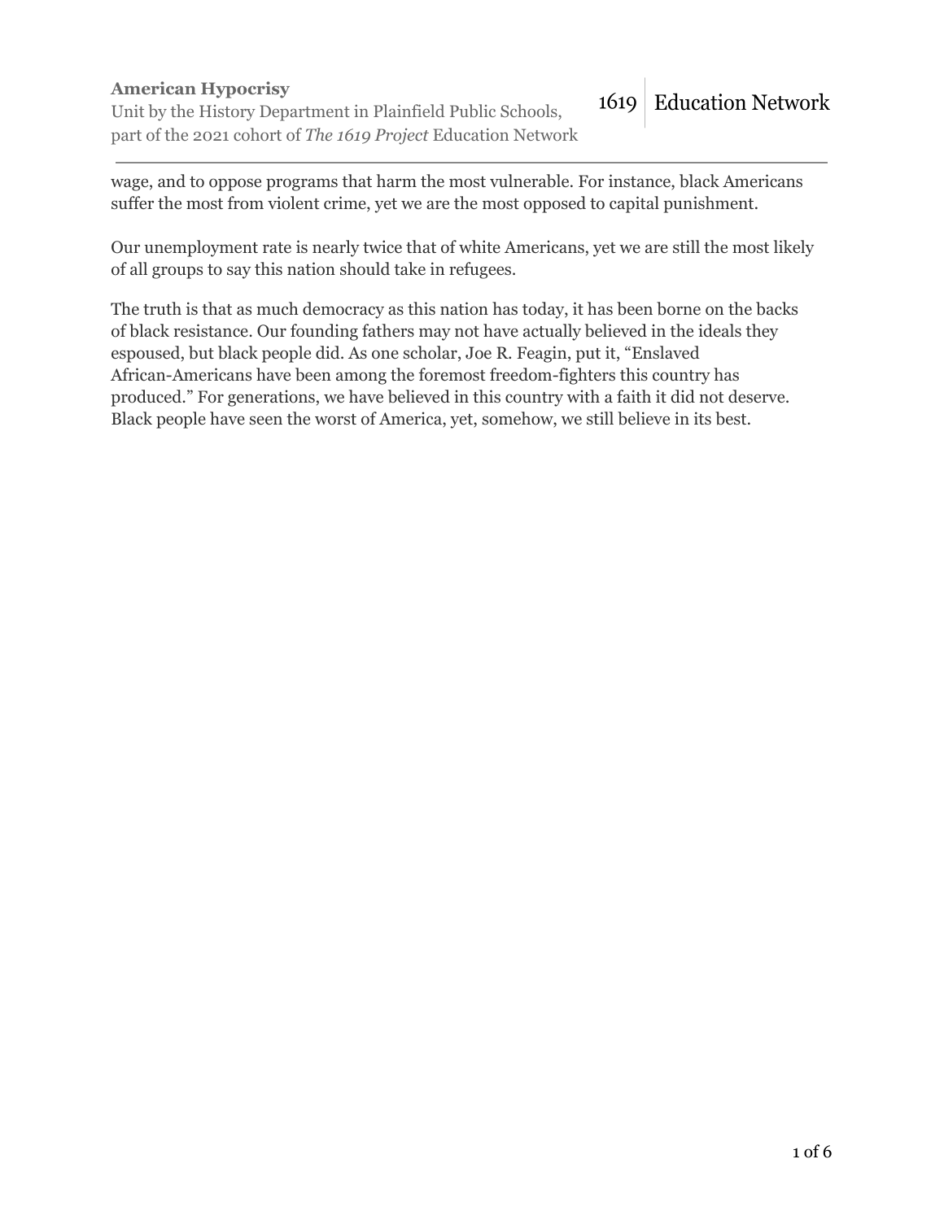wage, and to oppose programs that harm the most vulnerable. For instance, black Americans suffer the most from violent crime, yet we are the most opposed to capital punishment.

Our unemployment rate is nearly twice that of white Americans, yet we are still the most likely of all groups to say this nation should take in refugees.

The truth is that as much democracy as this nation has today, it has been borne on the backs of black resistance. Our founding fathers may not have actually believed in the ideals they espoused, but black people did. As one scholar, Joe R. Feagin, put it, "Enslaved African-Americans have been among the foremost freedom-fighters this country has produced." For generations, we have believed in this country with a faith it did not deserve. Black people have seen the worst of America, yet, somehow, we still believe in its best.